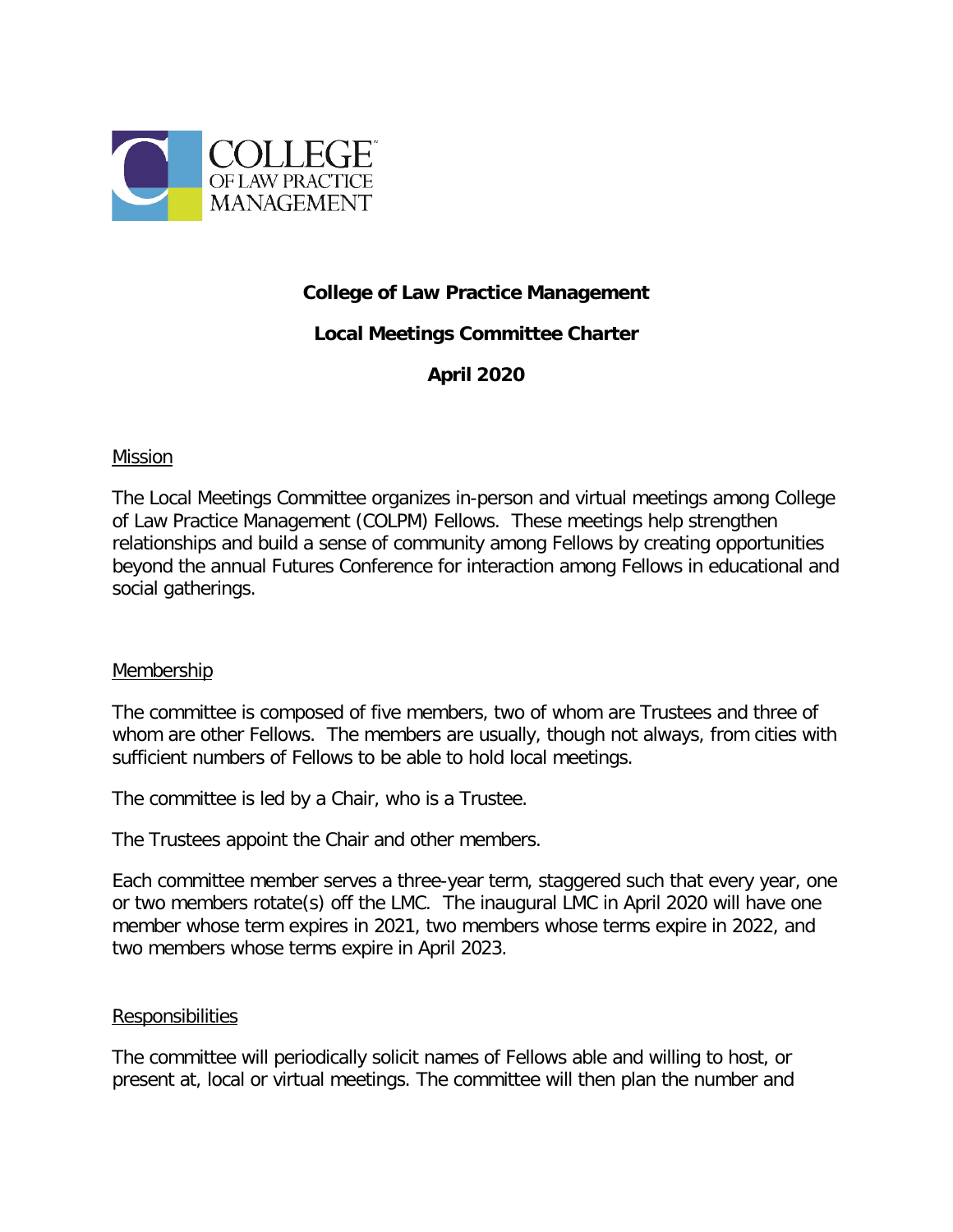# College of Law Practice Management

## Local Meetings Committee Charter

## April 2020

### Mission

The Local Meetings Committee organizes in-person and virtual meetings among College of Law Practice Management (COLPM) Fellows. These meetings help strengthen relationships and build a sense of community among Fellows by creating opportunities beyond the annual Futures Conference for interaction among Fellows in educational and social gatherings.

### Membership

The committee is composed of five members, two of whom are Trustees and three of whom are other Fellows. The members are usually, though not always, from cities with sufficient numbers of Fellows to be able to hold local meetings.

The committee is led by a Chair, who is a Trustee.

The Trustees appoint the Chair and other members.

Each committee member serves a three-year term, staggered such that every year, one or two members rotate(s) off the LMC. The inaugural LMC in April 2020 will have one member whose term expires in 2021, two members whose terms expire in 2022, and two members whose terms expire in April 2023.

### Responsibilities

The committee will periodically solicit names of Fellows able and willing to host, or present at, local or virtual meetings. The committee will then plan the number and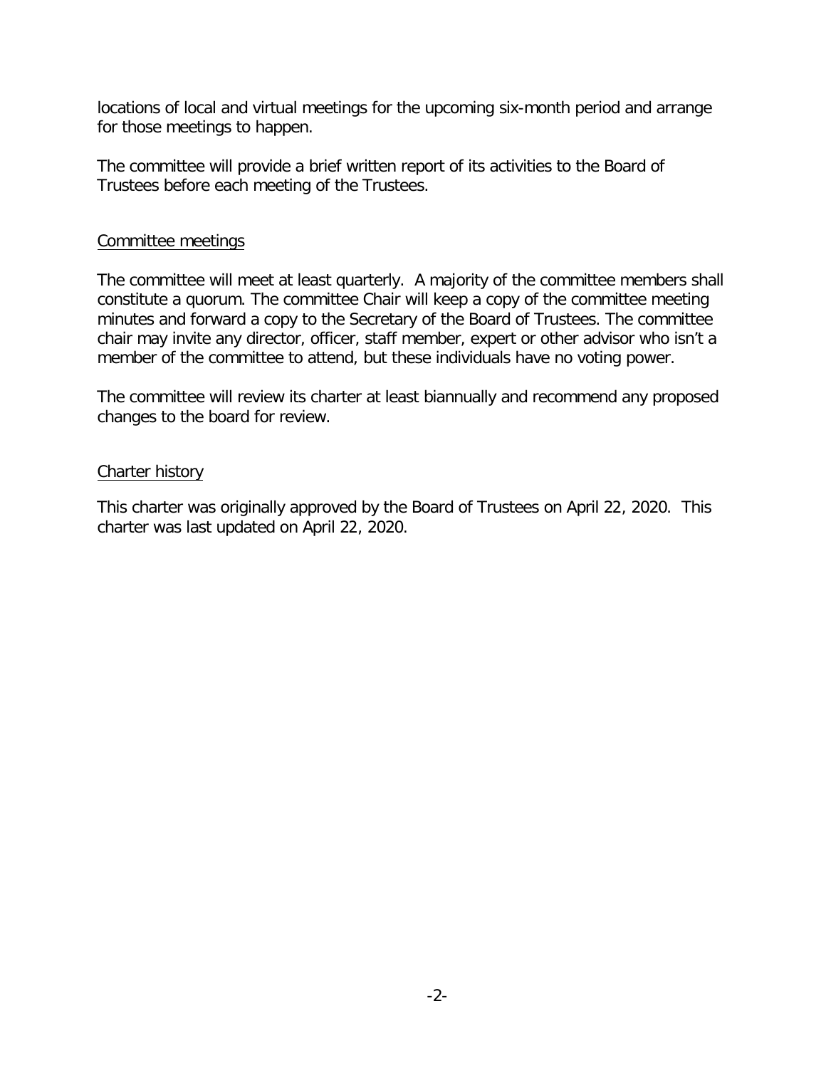locations of local and virtual meetings for the upcoming six-month period and arrange for those meetings to happen.

The committee will provide a brief written report of its activities to the Board of Trustees before each meeting of the Trustees.

## Committee meetings

The committee will meet at least quarterly. A majority of the committee members shall constitute a quorum. The committee Chair will keep a copy of the committee meeting minutes and forward a copy to the Secretary of the Board of Trustees. The committee chair may invite any director, officer, staff member, expert or other advisor who isn't a member of the committee to attend, but these individuals have no voting power.

The committee will review its charter at least biannually and recommend any proposed changes to the board for review.

## Charter history

This charter was originally approved by the Board of Trustees on April 22, 2020. This charter was last updated on April 22, 2020.